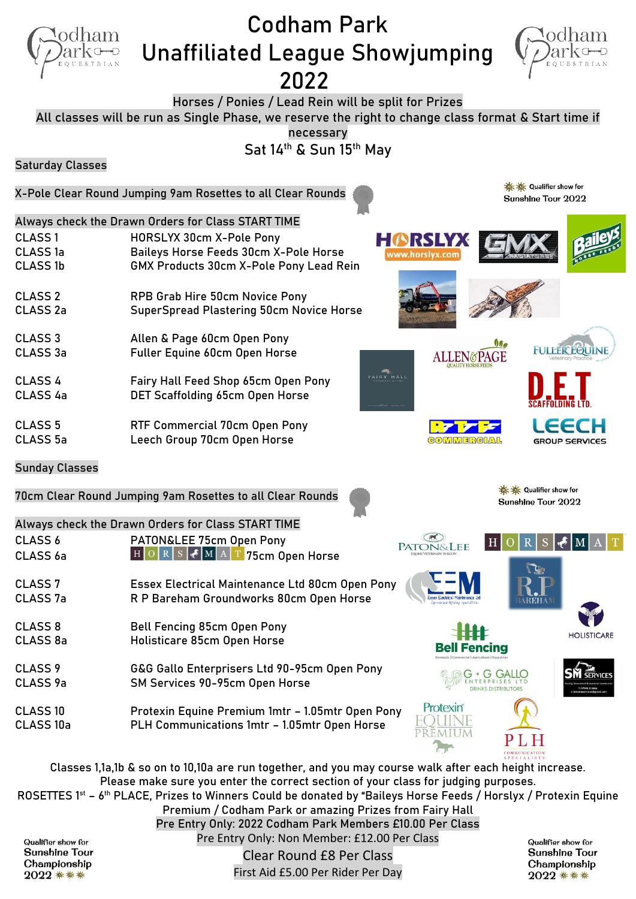# Codham Park Unaffiliated League Showjumping 2022

Horses / Ponies / Lead Rein will be split for Prizes

All classes will be run as Single Phase, we reserve the right to change class format & Start time if necessary

Sat 14th & Sun 15th May

## Saturday Classes

X-Pole Clear Round Jumping 9am Rosettes to all Clear Rounds

Qualifier show for Sunshine Tour 2022

Always check the Drawn Orders for Class START TIME

| | |
|---|---|
| CLASS 1 | HORSLYX 30cm X-Pole Pony |
| CLASS 1a | Baileys Horse Feeds 30cm X-Pole Horse |
| CLASS 1b | GMX Products 30cm X-Pole Pony Lead Rein |
| CLASS 2 | RPB Grab Hire 50cm Novice Pony |
| CLASS 2a | SuperSpread Plastering 50cm Novice Horse |
| CLASS 3 | Allen & Page 60cm Open Pony |
| CLASS 3a | Fuller Equine 60cm Open Horse |
| CLASS 4 | Fairy Hall Feed Shop 65cm Open Pony |
| CLASS 4a | DET Scaffolding 65cm Open Horse |
| CLASS 5 | RTF Commercial 70cm Open Pony |
| CLASS 5a | Leech Group 70cm Open Horse |

## Sunday Classes

70cm Clear Round Jumping 9am Rosettes to all Clear Rounds

Qualifier show for Sunshine Tour 2022

Always check the Drawn Orders for Class START TIME

| | |
|---|---|
| CLASS 6 | PATON&LEE 75cm Open Pony |
| CLASS 6a | HORSMAT 75cm Open Horse |
| CLASS 7 | Essex Electrical Maintenance Ltd 80cm Open Pony |
| CLASS 7a | R P Bareham Groundworks 80cm Open Horse |
| CLASS 8 | Bell Fencing 85cm Open Pony |
| CLASS 8a | Holisticare 85cm Open Horse |
| CLASS 9 | G&G Gallo Enterprisers Ltd 90-95cm Open Pony |
| CLASS 9a | SM Services 90-95cm Open Horse |
| CLASS 10 | Protexin Equine Premium 1mtr – 1.05mtr Open Pony |
| CLASS 10a | PLH Communications 1mtr – 1.05mtr Open Horse |

Classes 1,1a,1b & so on to 10,10a are run together, and you may course walk after each height increase.

Please make sure you enter the correct section of your class for judging purposes.

ROSETTES 1st – 6th PLACE, Prizes to Winners Could be donated by "Baileys Horse Feeds / Horslyx / Protexin Equine Premium / Codham Park or amazing Prizes from Fairy Hall

Pre Entry Only: 2022 Codham Park Members £10.00 Per Class

Pre Entry Only: Non Member: £12.00 Per Class

Clear Round £8 Per Class

First Aid £5.00 Per Rider Per Day

Qualifier show for Sunshine Tour Championship 2022

Qualifier show for Sunshine Tour Championship 2022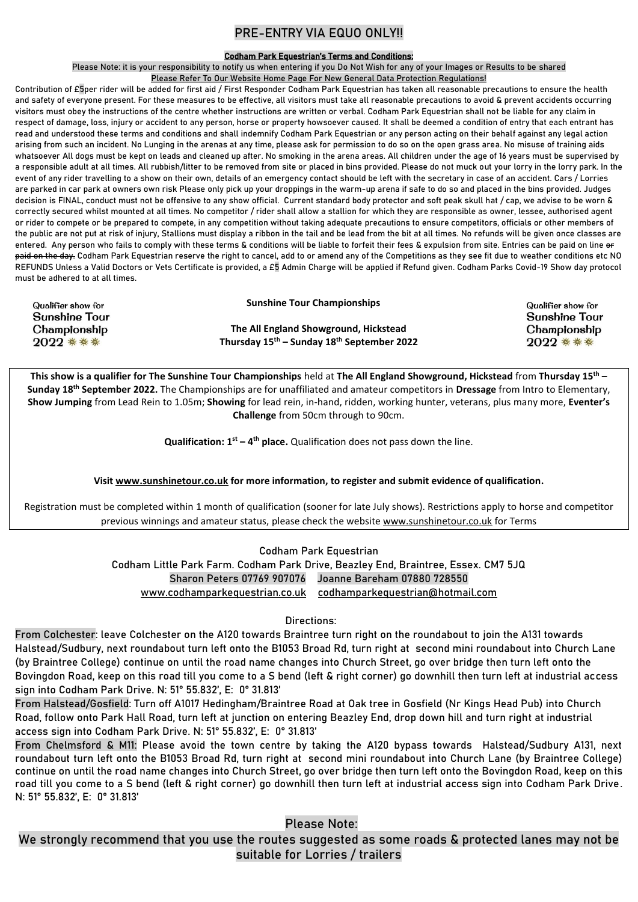# PRE-ENTRY VIA EQUO ONLY!!

**Codham Park Equestrian's Terms and Conditions:**

Please Note: it is your responsibility to notify us when entering if you Do Not Wish for any of your Images or Results to be shared

Please Refer To Our Website Home Page For New General Data Protection Regulations!

Contribution of £5per rider will be added for first aid / First Responder Codham Park Equestrian has taken all reasonable precautions to ensure the health and safety of everyone present. For these measures to be effective, all visitors must take all reasonable precautions to avoid & prevent accidents occurring visitors must obey the instructions of the centre whether instructions are written or verbal. Codham Park Equestrian shall not be liable for any claim in respect of damage, loss, injury or accident to any person, horse or property howsoever caused. It shall be deemed a condition of entry that each entrant has read and understood these terms and conditions and shall indemnify Codham Park Equestrian or any person acting on their behalf against any legal action arising from such an incident. No Lunging in the arenas at any time, please ask for permission to do so on the open grass area. No misuse of training aids whatsoever All dogs must be kept on leads and cleaned up after. No smoking in the arena areas. All children under the age of 16 years must be supervised by a responsible adult at all times. All rubbish/litter to be removed from site or placed in bins provided. Please do not muck out your lorry in the lorry park. In the event of any rider travelling to a show on their own, details of an emergency contact should be left with the secretary in case of an accident. Cars / Lorries are parked in car park at owners own risk Please only pick up your droppings in the warm-up arena if safe to do so and placed in the bins provided. Judges decision is FINAL, conduct must not be offensive to any show official. Current standard body protector and soft peak skull hat / cap, we advise to be worn & correctly secured whilst mounted at all times. No competitor / rider shall allow a stallion for which they are responsible as owner, lessee, authorised agent or rider to compete or be prepared to compete, in any competition without taking adequate precautions to ensure competitors, officials or other members of the public are not put at risk of injury, Stallions must display a ribbon in the tail and be lead from the bit at all times. No refunds will be given once classes are entered. Any person who fails to comply with these terms & conditions will be liable to forfeit their fees & expulsion from site. Entries can be paid on line ~~or paid on the day.~~ Codham Park Equestrian reserve the right to cancel, add to or amend any of the Competitions as they see fit due to weather conditions etc NO REFUNDS Unless a Valid Doctors or Vets Certificate is provided, a £5 Admin Charge will be applied if Refund given. Codham Parks Covid-19 Show day protocol must be adhered to at all times.

Qualifier show for Sunshine Tour Championship 2022

**Sunshine Tour Championships**

**The All England Showground, Hickstead**
**Thursday 15th – Sunday 18th September 2022**

Qualifier show for Sunshine Tour Championship 2022

**This show is a qualifier for The Sunshine Tour Championships** held at **The All England Showground, Hickstead** from **Thursday 15th – Sunday 18th September 2022.** The Championships are for unaffiliated and amateur competitors in **Dressage** from Intro to Elementary, **Show Jumping** from Lead Rein to 1.05m; **Showing** for lead rein, in-hand, ridden, working hunter, veterans, plus many more, **Eventer's Challenge** from 50cm through to 90cm.

**Qualification: 1st – 4th place.** Qualification does not pass down the line.

**Visit www.sunshinetour.co.uk for more information, to register and submit evidence of qualification.**

Registration must be completed within 1 month of qualification (sooner for late July shows). Restrictions apply to horse and competitor previous winnings and amateur status, please check the website www.sunshinetour.co.uk for Terms

Codham Park Equestrian
Codham Little Park Farm. Codham Park Drive, Beazley End, Braintree, Essex. CM7 5JQ
Sharon Peters 07769 907076 Joanne Bareham 07880 728550
www.codhamparkequestrian.co.uk codhamparkequestrian@hotmail.com

Directions:

From Colchester: leave Colchester on the A120 towards Braintree turn right on the roundabout to join the A131 towards Halstead/Sudbury, next roundabout turn left onto the B1053 Broad Rd, turn right at second mini roundabout into Church Lane (by Braintree College) continue on until the road name changes into Church Street, go over bridge then turn left onto the Bovingdon Road, keep on this road till you come to a S bend (left & right corner) go downhill then turn left at industrial access sign into Codham Park Drive. N: 51° 55.832', E: 0° 31.813'

From Halstead/Gosfield: Turn off A1017 Hedingham/Braintree Road at Oak tree in Gosfield (Nr Kings Head Pub) into Church Road, follow onto Park Hall Road, turn left at junction on entering Beazley End, drop down hill and turn right at industrial access sign into Codham Park Drive. N: 51° 55.832', E: 0° 31.813'

From Chelmsford & M11: Please avoid the town centre by taking the A120 bypass towards Halstead/Sudbury A131, next roundabout turn left onto the B1053 Broad Rd, turn right at second mini roundabout into Church Lane (by Braintree College) continue on until the road name changes into Church Street, go over bridge then turn left onto the Bovingdon Road, keep on this road till you come to a S bend (left & right corner) go downhill then turn left at industrial access sign into Codham Park Drive. N: 51° 55.832', E: 0° 31.813'

## Please Note:

We strongly recommend that you use the routes suggested as some roads & protected lanes may not be suitable for Lorries / trailers